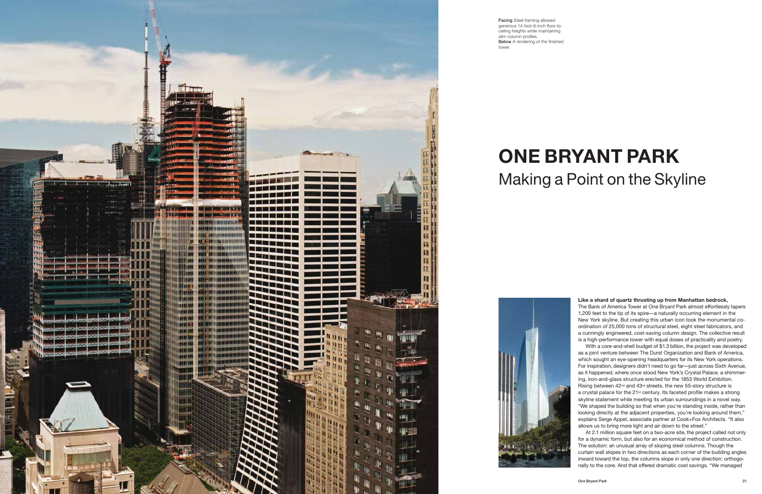**Facing** Steel framing allowed generous 14-foot-6-inch floor-to-ceiling heights while maintaining slim column profiles.
**Below** A rendering of the finished tower.

# ONE BRYANT PARK

## Making a Point on the Skyline

**Like a shard of quartz thrusting up from Manhattan bedrock,** The Bank of America Tower at One Bryant Park almost effortlessly tapers 1,200 feet to the tip of its spire—a naturally occurring element in the New York skyline. But creating this urban icon took the monumental co-ordination of 25,000 tons of structural steel, eight steel fabricators, and a cunningly engineered, cost-saving column design. The collective result is a high-performance tower with equal doses of practicality and poetry.

With a core-and-shell budget of $1.3 billion, the project was developed as a joint venture between The Durst Organization and Bank of America, which sought an eye-opening headquarters for its New York operations. For inspiration, designers didn't need to go far—just across Sixth Avenue, as it happened, where once stood New York's Crystal Palace, a shimmering, iron-and-glass structure erected for the 1853 World Exhibition. Rising between 42nd and 43rd streets, the new 55-story structure is a crystal palace for the 21st century. Its faceted profile makes a strong skyline statement while meeting its urban surroundings in a novel way. "We shaped the building so that when you're standing inside, rather than looking directly at the adjacent properties, you're looking around them," explains Serge Appel, associate partner at Cook+Fox Architects. "It also allows us to bring more light and air down to the street."

At 2.1 million square feet on a two-acre site, the project called not only for a dynamic form, but also for an economical method of construction. The solution: an unusual array of sloping steel columns. Though the curtain wall slopes in two directions as each corner of the building angles inward toward the top, the columns slope in only one direction: orthogonally to the core. And that offered dramatic cost savings. "We managed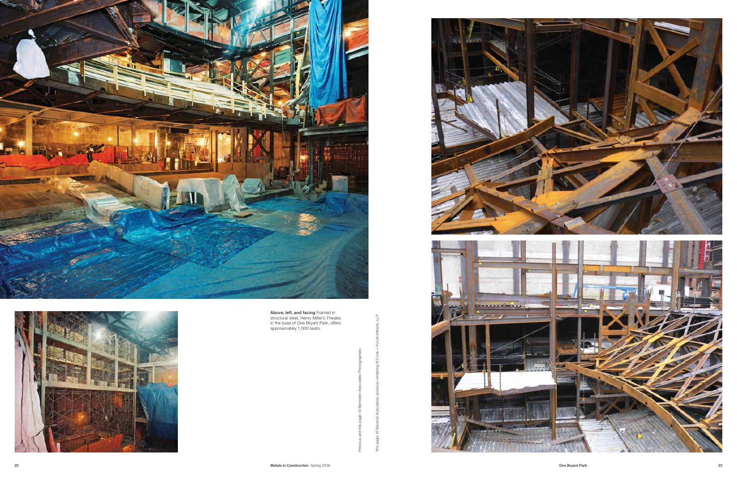**Above, left, and facing** Framed in structural steel, Henry Miller's Theater, in the base of One Bryant Park, offers approximately 1,000 seats.

Previous and this page: © Bernstein Associates Photographers

This page: © Severud Associates; previous rendering © Cook + Fox Architects, LLP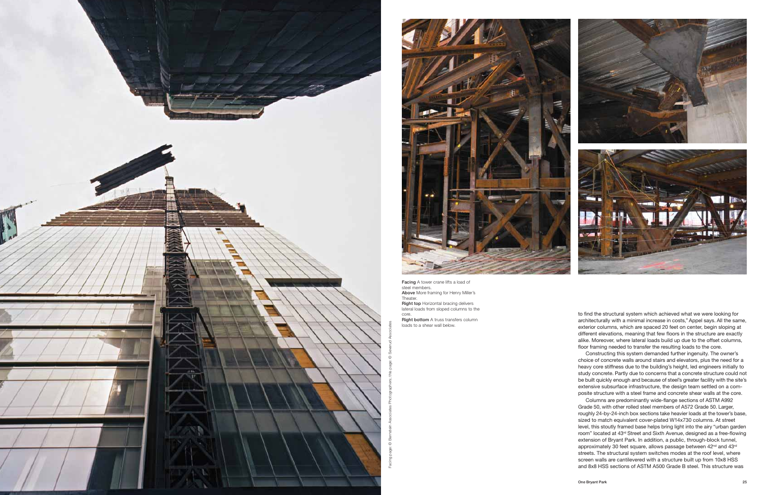**Facing** A tower crane lifts a load of steel members.
**Above** More framing for Henry Miller's Theater.
**Right top** Horizontal bracing delivers lateral loads from sloped columns to the core.
**Right bottom** A truss transfers column loads to a shear wall below.

Facing page: © Bernstein Associates Photographers; this page: © Severud Associates

to find the structural system which achieved what we were looking for architecturally with a minimal increase in costs," Appel says. All the same, exterior columns, which are spaced 20 feet on center, begin sloping at different elevations, meaning that few floors in the structure are exactly alike. Moreover, where lateral loads build up due to the offset columns, floor framing needed to transfer the resulting loads to the core.

Constructing this system demanded further ingenuity. The owner's choice of concrete walls around stairs and elevators, plus the need for a heavy core stiffness due to the building's height, led engineers initially to study concrete. Partly due to concerns that a concrete structure could not be built quickly enough and because of steel's greater facility with the site's extensive subsurface infrastructure, the design team settled on a composite structure with a steel frame and concrete shear walls at the core.

Columns are predominantly wide-flange sections of ASTM A992 Grade 50, with other rolled steel members of A572 Grade 50. Larger, roughly 24-by-24-inch box sections take heavier loads at the tower's base, sized to match equivalent cover-plated W14x730 columns. At street level, this stoutly framed base helps bring light into the airy "urban garden room" located at 43rd Street and Sixth Avenue, designed as a free-flowing extension of Bryant Park. In addition, a public, through-block tunnel, approximately 30 feet square, allows passage between 42nd and 43rd streets. The structural system switches modes at the roof level, where screen walls are cantilevered with a structure built up from 10x8 HSS and 8x8 HSS sections of ASTM A500 Grade B steel. This structure was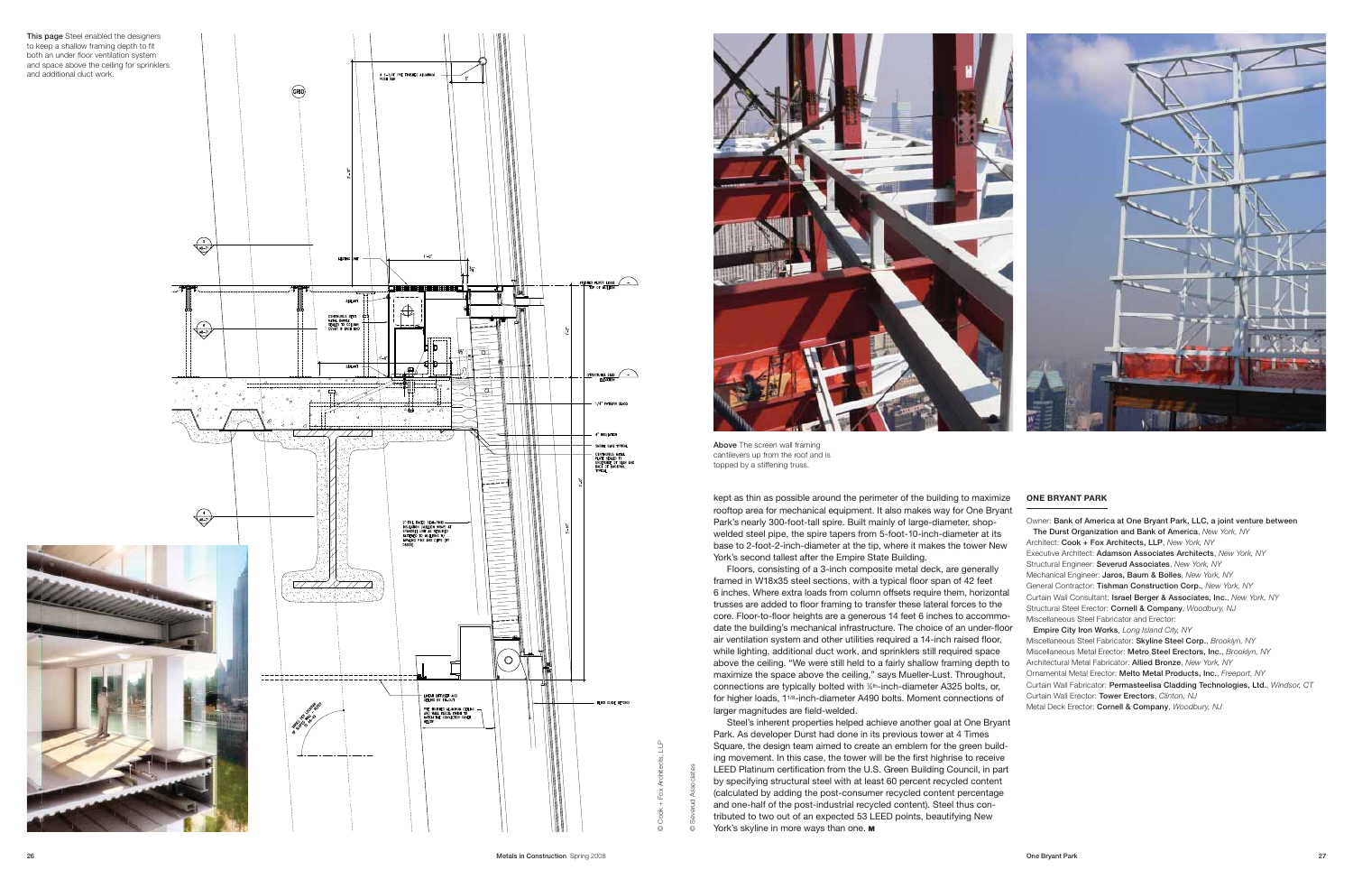**This page** Steel enabled the designers to keep a shallow framing depth to fit both an under floor ventilation system and space above the ceiling for sprinklers and additional duct work.

**Above** The screen wall framing cantilevers up from the roof and is topped by a stiffening truss.

© Cook + Fox Architects, LLP

© Severud Associates

kept as thin as possible around the perimeter of the building to maximize rooftop area for mechanical equipment. It also makes way for One Bryant Park's nearly 300-foot-tall spire. Built mainly of large-diameter, shop-welded steel pipe, the spire tapers from 5-foot-10-inch-diameter at its base to 2-foot-2-inch-diameter at the tip, where it makes the tower New York's second tallest after the Empire State Building.

Floors, consisting of a 3-inch composite metal deck, are generally framed in W18x35 steel sections, with a typical floor span of 42 feet 6 inches. Where extra loads from column offsets require them, horizontal trusses are added to floor framing to transfer these lateral forces to the core. Floor-to-floor heights are a generous 14 feet 6 inches to accommodate the building's mechanical infrastructure. The choice of an under-floor air ventilation system and other utilities required a 14-inch raised floor, while lighting, additional duct work, and sprinklers still required space above the ceiling. "We were still held to a fairly shallow framing depth to maximize the space above the ceiling," says Mueller-Lust. Throughout, connections are typically bolted with ⅞-inch-diameter A325 bolts, or, for higher loads, 1⅛-inch-diameter A490 bolts. Moment connections of larger magnitudes are field-welded.

Steel's inherent properties helped achieve another goal at One Bryant Park. As developer Durst had done in its previous tower at 4 Times Square, the design team aimed to create an emblem for the green building movement. In this case, the tower will be the first highrise to receive LEED Platinum certification from the U.S. Green Building Council, in part by specifying structural steel with at least 60 percent recycled content (calculated by adding the post-consumer recycled content percentage and one-half of the post-industrial recycled content). Steel thus contributed to two out of an expected 53 LEED points, beautifying New York's skyline in more ways than one. **M**

## ONE BRYANT PARK

Owner: **Bank of America at One Bryant Park, LLC, a joint venture between The Durst Organization and Bank of America**, *New York, NY*
Architect: **Cook + Fox Architects, LLP**, *New York, NY*
Executive Architect: **Adamson Associates Architects**, *New York, NY*
Structural Engineer: **Severud Associates**, *New York, NY*
Mechanical Engineer: **Jaros, Baum & Bolles**, *New York, NY*
General Contractor: **Tishman Construction Corp.**, *New York, NY*
Curtain Wall Consultant: **Israel Berger & Associates, Inc.**, *New York, NY*
Structural Steel Erector: **Cornell & Company**, *Woodbury, NJ*
Miscellaneous Steel Fabricator and Erector: **Empire City Iron Works**, *Long Island City, NY*
Miscellaneous Steel Fabricator: **Skyline Steel Corp.**, *Brooklyn, NY*
Miscellaneous Metal Erector: **Metro Steel Erectors, Inc.**, *Brooklyn, NY*
Architectural Metal Fabricator: **Allied Bronze**, *New York, NY*
Ornamental Metal Erector: **Melto Metal Products, Inc.**, *Freeport, NY*
Curtain Wall Fabricator: **Permasteelisa Cladding Technologies, Ltd.**, *Windsor, CT*
Curtain Wall Erector: **Tower Erectors**, *Clinton, NJ*
Metal Deck Erector: **Cornell & Company**, *Woodbury, NJ*